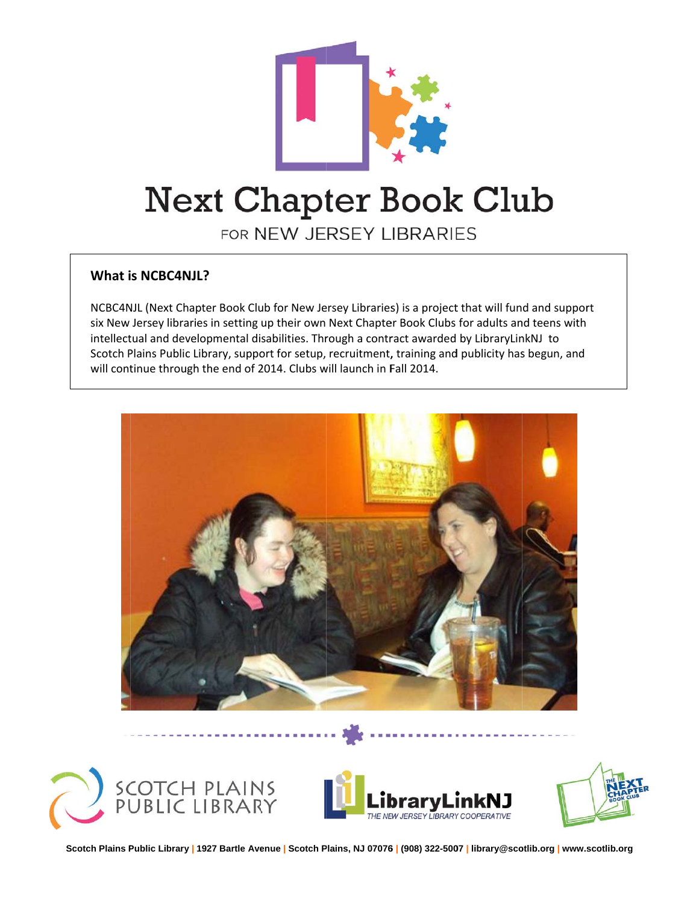# Next Chapter Book Club

FOR NEW JERSEY LIBRARIES

## What is NCBC4NJL?

NCBC4NJL (Next Chapter Book Club for New Jersey Libraries) is a project that will fund and support six New Jersey libraries in setting up their own Next Chapter Book Clubs for adults and teens with intellectual and developmental disabilities. Through a contract awarded by LibraryLinkNJ to Scotch Plains Public Library, support for setup, recruitment, training and publicity has begun, and will continue through the end of 2014. Clubs will launch in Fall 2014.

SCOTCH PLAINS PUBLIC LIBRARY

LibraryLinkNJ THE NEW JERSEY LIBRARY COOPERATIVE

THE NEXT CHAPTER BOOK CLUB

**Scotch Plains Public Library | 1927 Bartle Avenue | Scotch Plains, NJ 07076 | (908) 322-5007 | library@scotlib.org | www.scotlib.org**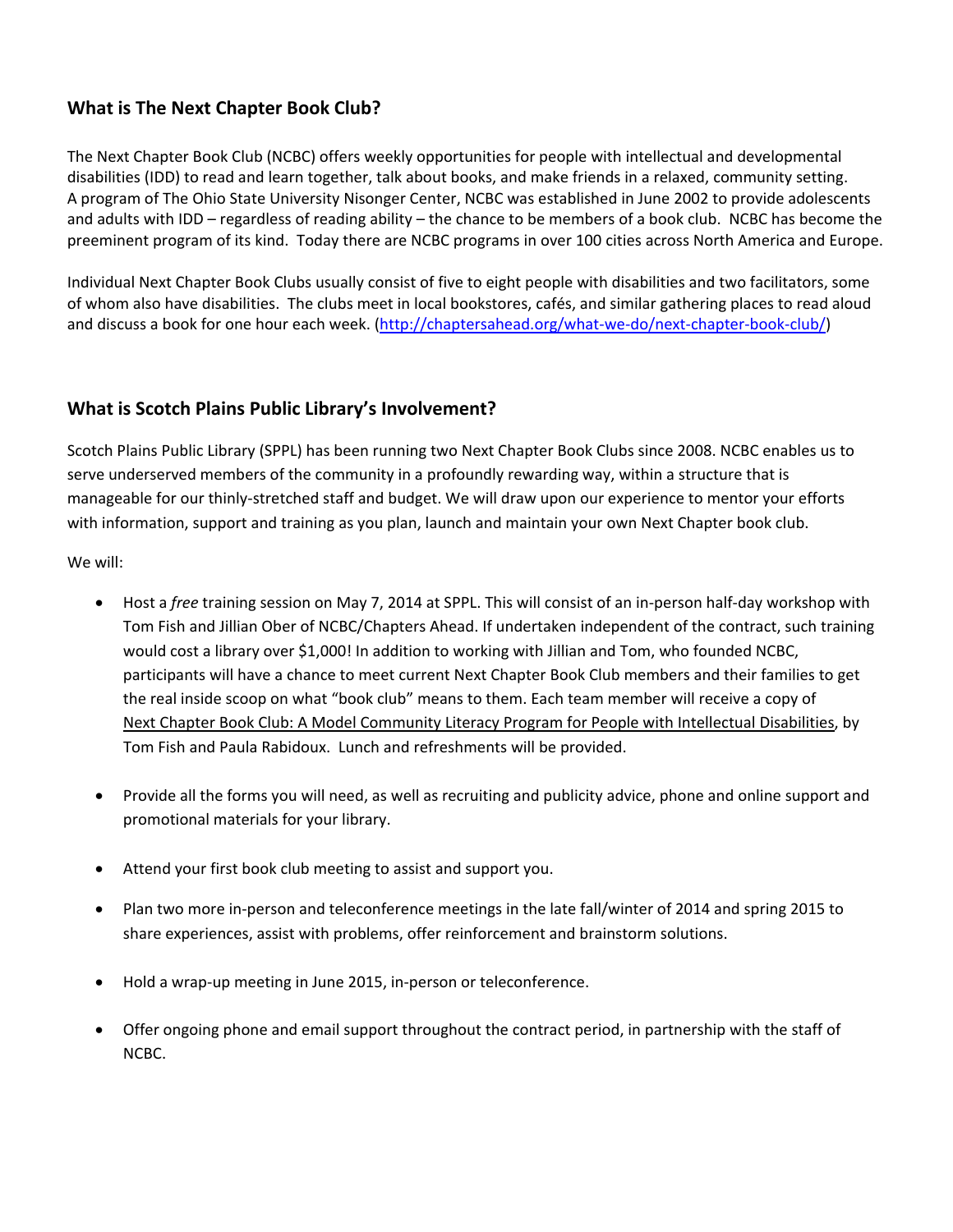## What is The Next Chapter Book Club?

The Next Chapter Book Club (NCBC) offers weekly opportunities for people with intellectual and developmental disabilities (IDD) to read and learn together, talk about books, and make friends in a relaxed, community setting. A program of The Ohio State University Nisonger Center, NCBC was established in June 2002 to provide adolescents and adults with IDD – regardless of reading ability – the chance to be members of a book club. NCBC has become the preeminent program of its kind. Today there are NCBC programs in over 100 cities across North America and Europe.

Individual Next Chapter Book Clubs usually consist of five to eight people with disabilities and two facilitators, some of whom also have disabilities. The clubs meet in local bookstores, cafés, and similar gathering places to read aloud and discuss a book for one hour each week. ([http://chaptersahead.org/what-we-do/next-chapter-book-club/](http://chaptersahead.org/what-we-do/next-chapter-book-club/))

## What is Scotch Plains Public Library's Involvement?

Scotch Plains Public Library (SPPL) has been running two Next Chapter Book Clubs since 2008. NCBC enables us to serve underserved members of the community in a profoundly rewarding way, within a structure that is manageable for our thinly-stretched staff and budget. We will draw upon our experience to mentor your efforts with information, support and training as you plan, launch and maintain your own Next Chapter book club.

We will:

- Host a *free* training session on May 7, 2014 at SPPL. This will consist of an in-person half-day workshop with Tom Fish and Jillian Ober of NCBC/Chapters Ahead. If undertaken independent of the contract, such training would cost a library over $1,000! In addition to working with Jillian and Tom, who founded NCBC, participants will have a chance to meet current Next Chapter Book Club members and their families to get the real inside scoop on what "book club" means to them. Each team member will receive a copy of Next Chapter Book Club: A Model Community Literacy Program for People with Intellectual Disabilities, by Tom Fish and Paula Rabidoux. Lunch and refreshments will be provided.

- Provide all the forms you will need, as well as recruiting and publicity advice, phone and online support and promotional materials for your library.

- Attend your first book club meeting to assist and support you.

- Plan two more in-person and teleconference meetings in the late fall/winter of 2014 and spring 2015 to share experiences, assist with problems, offer reinforcement and brainstorm solutions.

- Hold a wrap-up meeting in June 2015, in-person or teleconference.

- Offer ongoing phone and email support throughout the contract period, in partnership with the staff of NCBC.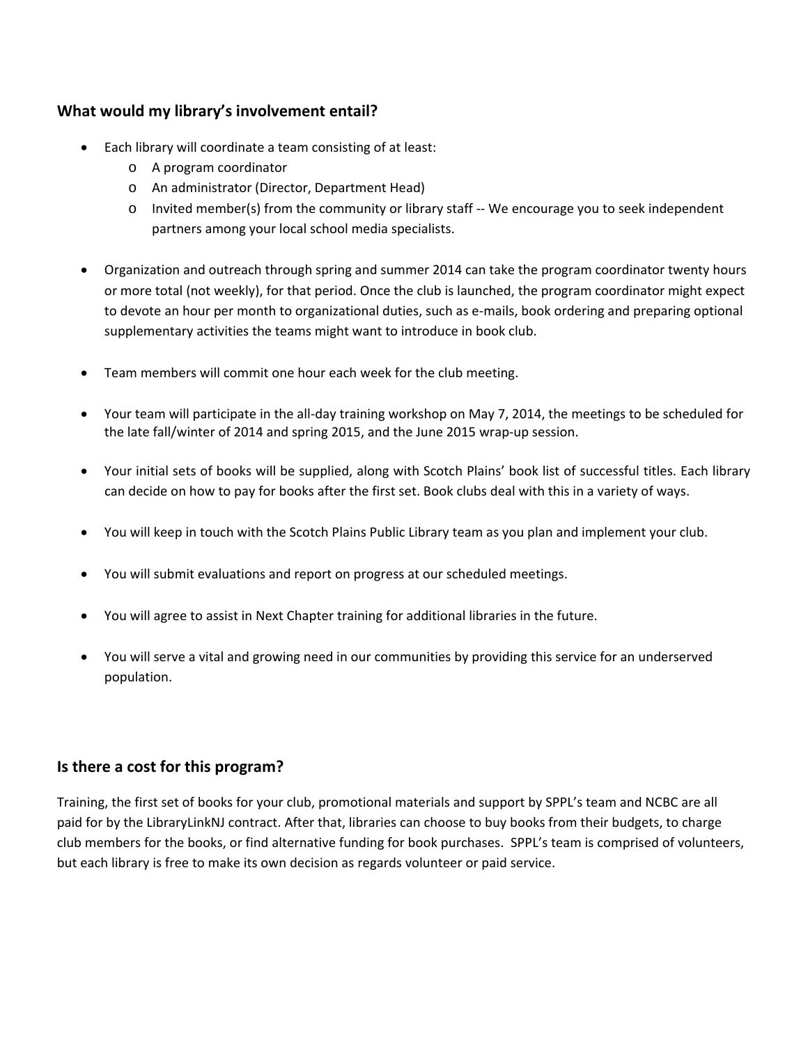## What would my library's involvement entail?

- Each library will coordinate a team consisting of at least:
  - A program coordinator
  - An administrator (Director, Department Head)
  - Invited member(s) from the community or library staff -- We encourage you to seek independent partners among your local school media specialists.

- Organization and outreach through spring and summer 2014 can take the program coordinator twenty hours or more total (not weekly), for that period. Once the club is launched, the program coordinator might expect to devote an hour per month to organizational duties, such as e-mails, book ordering and preparing optional supplementary activities the teams might want to introduce in book club.

- Team members will commit one hour each week for the club meeting.

- Your team will participate in the all-day training workshop on May 7, 2014, the meetings to be scheduled for the late fall/winter of 2014 and spring 2015, and the June 2015 wrap-up session.

- Your initial sets of books will be supplied, along with Scotch Plains' book list of successful titles. Each library can decide on how to pay for books after the first set. Book clubs deal with this in a variety of ways.

- You will keep in touch with the Scotch Plains Public Library team as you plan and implement your club.

- You will submit evaluations and report on progress at our scheduled meetings.

- You will agree to assist in Next Chapter training for additional libraries in the future.

- You will serve a vital and growing need in our communities by providing this service for an underserved population.

## Is there a cost for this program?

Training, the first set of books for your club, promotional materials and support by SPPL's team and NCBC are all paid for by the LibraryLinkNJ contract. After that, libraries can choose to buy books from their budgets, to charge club members for the books, or find alternative funding for book purchases. SPPL's team is comprised of volunteers, but each library is free to make its own decision as regards volunteer or paid service.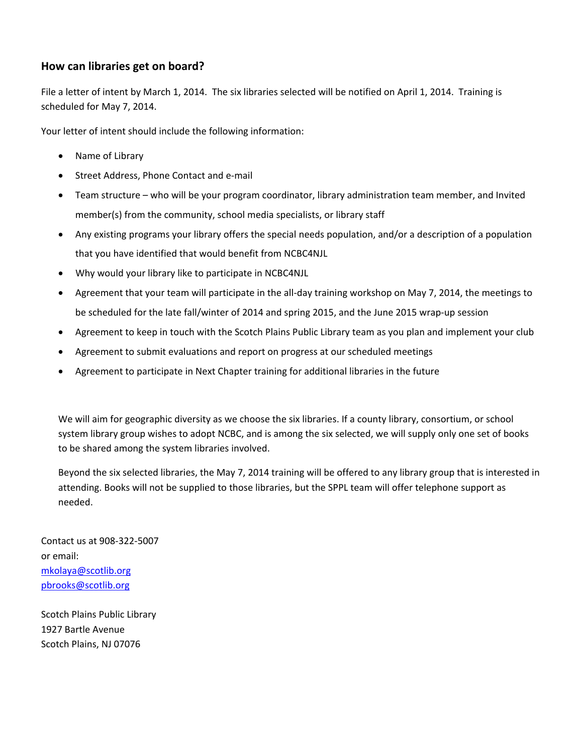## How can libraries get on board?

File a letter of intent by March 1, 2014. The six libraries selected will be notified on April 1, 2014. Training is scheduled for May 7, 2014.

Your letter of intent should include the following information:

- Name of Library
- Street Address, Phone Contact and e-mail
- Team structure – who will be your program coordinator, library administration team member, and Invited member(s) from the community, school media specialists, or library staff
- Any existing programs your library offers the special needs population, and/or a description of a population that you have identified that would benefit from NCBC4NJL
- Why would your library like to participate in NCBC4NJL
- Agreement that your team will participate in the all-day training workshop on May 7, 2014, the meetings to be scheduled for the late fall/winter of 2014 and spring 2015, and the June 2015 wrap-up session
- Agreement to keep in touch with the Scotch Plains Public Library team as you plan and implement your club
- Agreement to submit evaluations and report on progress at our scheduled meetings
- Agreement to participate in Next Chapter training for additional libraries in the future

We will aim for geographic diversity as we choose the six libraries. If a county library, consortium, or school system library group wishes to adopt NCBC, and is among the six selected, we will supply only one set of books to be shared among the system libraries involved.

Beyond the six selected libraries, the May 7, 2014 training will be offered to any library group that is interested in attending. Books will not be supplied to those libraries, but the SPPL team will offer telephone support as needed.

Contact us at 908-322-5007
or email:
mkolaya@scotlib.org
pbrooks@scotlib.org

Scotch Plains Public Library
1927 Bartle Avenue
Scotch Plains, NJ 07076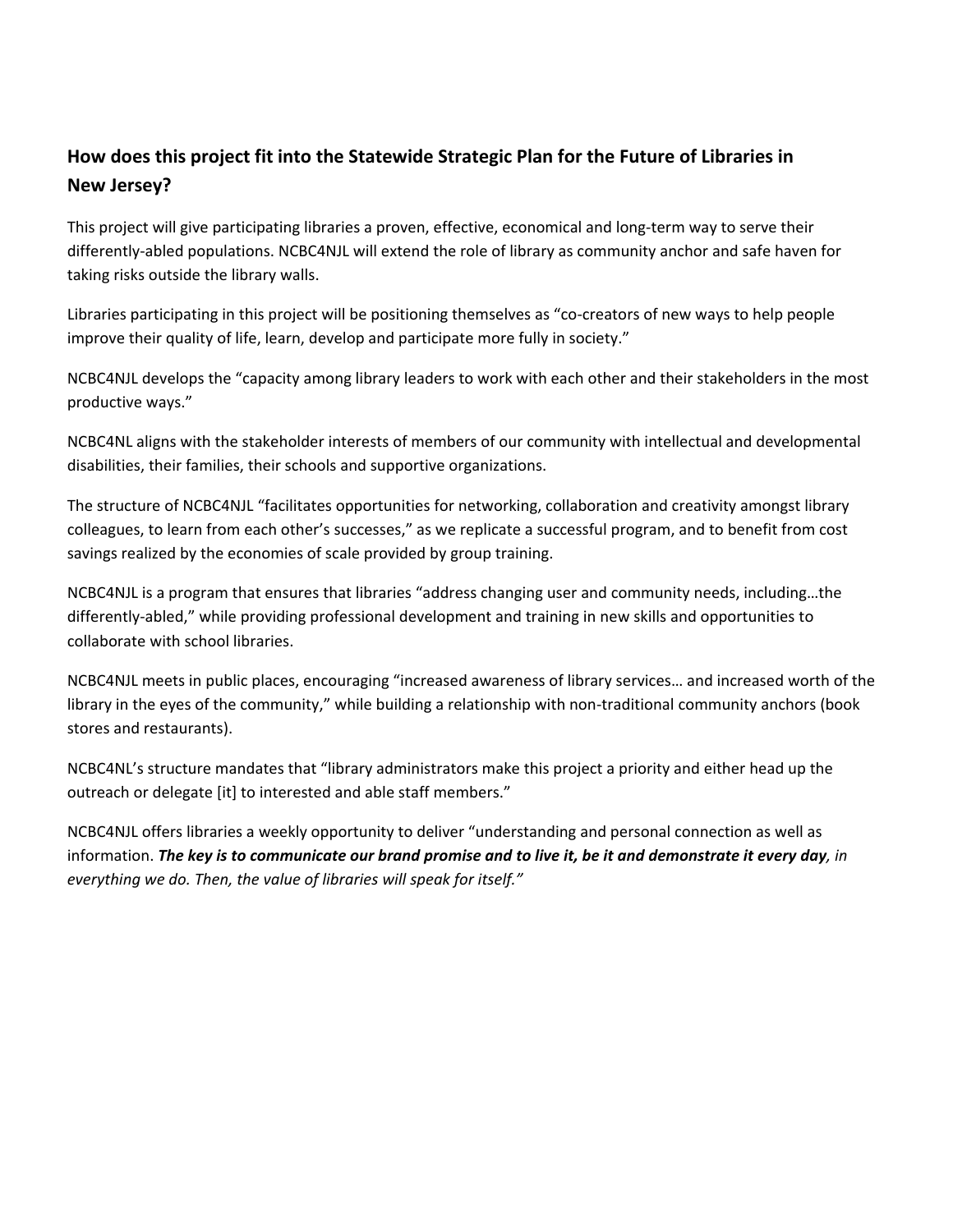## How does this project fit into the Statewide Strategic Plan for the Future of Libraries in New Jersey?

This project will give participating libraries a proven, effective, economical and long-term way to serve their differently-abled populations. NCBC4NJL will extend the role of library as community anchor and safe haven for taking risks outside the library walls.

Libraries participating in this project will be positioning themselves as "co-creators of new ways to help people improve their quality of life, learn, develop and participate more fully in society."

NCBC4NJL develops the "capacity among library leaders to work with each other and their stakeholders in the most productive ways."

NCBC4NL aligns with the stakeholder interests of members of our community with intellectual and developmental disabilities, their families, their schools and supportive organizations.

The structure of NCBC4NJL "facilitates opportunities for networking, collaboration and creativity amongst library colleagues, to learn from each other's successes," as we replicate a successful program, and to benefit from cost savings realized by the economies of scale provided by group training.

NCBC4NJL is a program that ensures that libraries "address changing user and community needs, including…the differently-abled," while providing professional development and training in new skills and opportunities to collaborate with school libraries.

NCBC4NJL meets in public places, encouraging "increased awareness of library services… and increased worth of the library in the eyes of the community," while building a relationship with non-traditional community anchors (book stores and restaurants).

NCBC4NL's structure mandates that "library administrators make this project a priority and either head up the outreach or delegate [it] to interested and able staff members."

NCBC4NJL offers libraries a weekly opportunity to deliver "understanding and personal connection as well as information. ***The key is to communicate our brand promise and to live it, be it and demonstrate it every day****, in everything we do. Then, the value of libraries will speak for itself."*